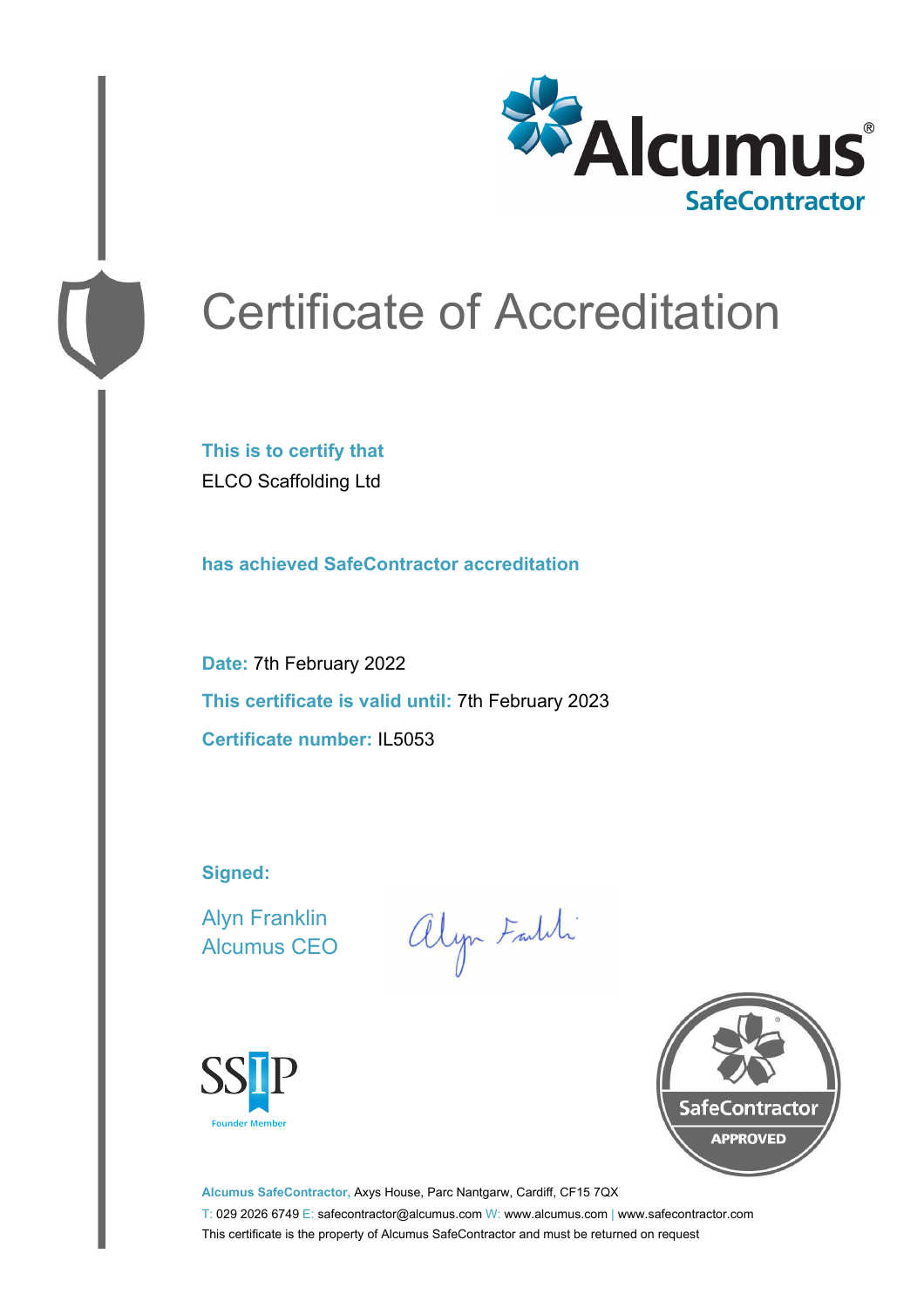Alcumus®
SafeContractor

# Certificate of Accreditation

**This is to certify that**
ELCO Scaffolding Ltd

**has achieved SafeContractor accreditation**

**Date:** 7th February 2022

**This certificate is valid until:** 7th February 2023

**Certificate number:** IL5053

**Signed:**

Alyn Franklin
Alcumus CEO

SSIP
Founder Member

SafeContractor APPROVED

**Alcumus SafeContractor,** Axys House, Parc Nantgarw, Cardiff, CF15 7QX
T: 029 2026 6749 E: safecontractor@alcumus.com W: www.alcumus.com | www.safecontractor.com
This certificate is the property of Alcumus SafeContractor and must be returned on request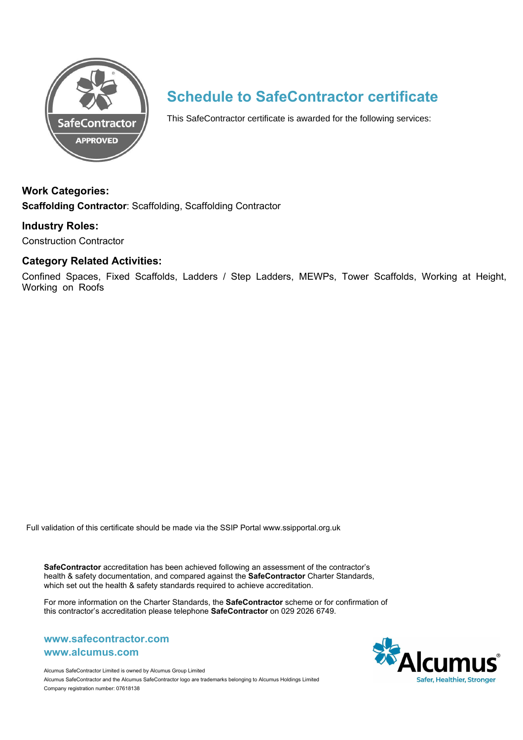# Schedule to SafeContractor certificate

This SafeContractor certificate is awarded for the following services:

### Work Categories:

**Scaffolding Contractor**: Scaffolding, Scaffolding Contractor

### Industry Roles:

Construction Contractor

### Category Related Activities:

Confined Spaces, Fixed Scaffolds, Ladders / Step Ladders, MEWPs, Tower Scaffolds, Working at Height, Working on Roofs

Full validation of this certificate should be made via the SSIP Portal www.ssipportal.org.uk

**SafeContractor** accreditation has been achieved following an assessment of the contractor's health & safety documentation, and compared against the **SafeContractor** Charter Standards, which set out the health & safety standards required to achieve accreditation.

For more information on the Charter Standards, the **SafeContractor** scheme or for confirmation of this contractor's accreditation please telephone **SafeContractor** on 029 2026 6749.

**www.safecontractor.com**
**www.alcumus.com**

Alcumus SafeContractor Limited is owned by Alcumus Group Limited
Alcumus SafeContractor and the Alcumus SafeContractor logo are trademarks belonging to Alcumus Holdings Limited
Company registration number: 07618138

Alcumus
Safer, Healthier, Stronger